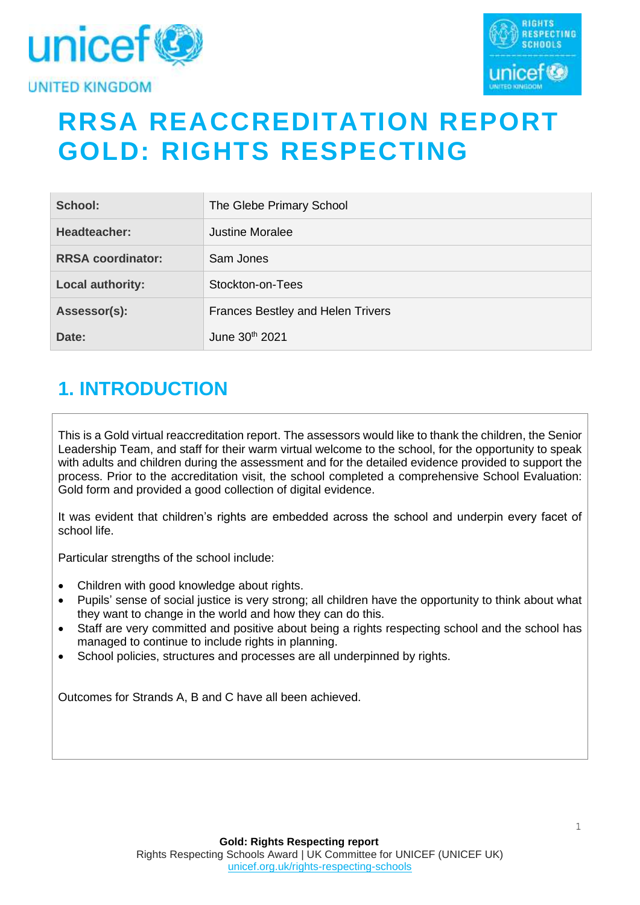# RRSA REACCREDITATION REPORT GOLD: RIGHTS RESPECTING

| | |
|---|---|
| **School:** | The Glebe Primary School |
| **Headteacher:** | Justine Moralee |
| **RRSA coordinator:** | Sam Jones |
| **Local authority:** | Stockton-on-Tees |
| **Assessor(s):** | Frances Bestley and Helen Trivers |
| **Date:** | June 30th 2021 |

## 1. INTRODUCTION

This is a Gold virtual reaccreditation report. The assessors would like to thank the children, the Senior Leadership Team, and staff for their warm virtual welcome to the school, for the opportunity to speak with adults and children during the assessment and for the detailed evidence provided to support the process. Prior to the accreditation visit, the school completed a comprehensive School Evaluation: Gold form and provided a good collection of digital evidence.

It was evident that children's rights are embedded across the school and underpin every facet of school life.

Particular strengths of the school include:

- Children with good knowledge about rights.
- Pupils' sense of social justice is very strong; all children have the opportunity to think about what they want to change in the world and how they can do this.
- Staff are very committed and positive about being a rights respecting school and the school has managed to continue to include rights in planning.
- School policies, structures and processes are all underpinned by rights.

Outcomes for Strands A, B and C have all been achieved.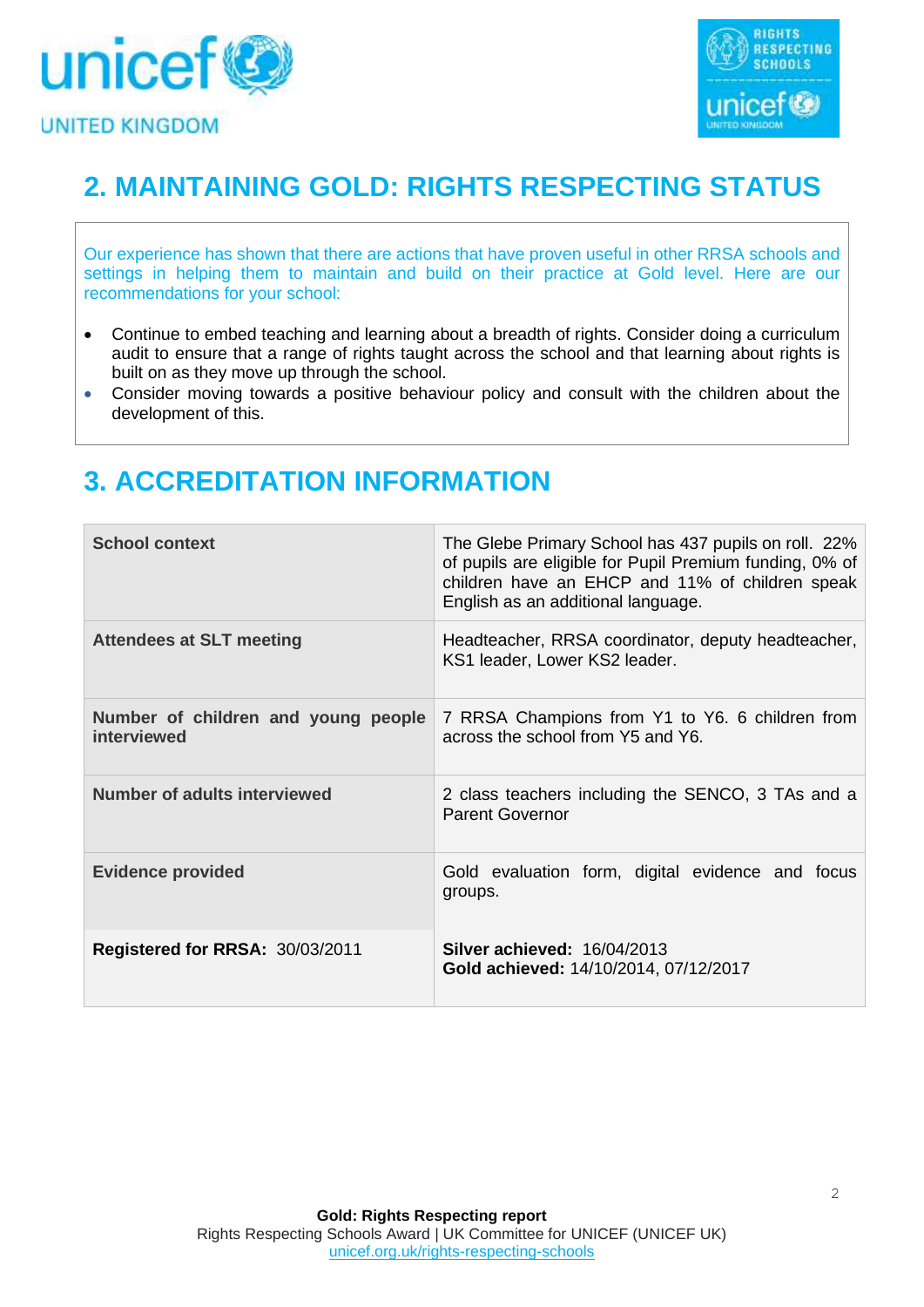## 2. MAINTAINING GOLD: RIGHTS RESPECTING STATUS

Our experience has shown that there are actions that have proven useful in other RRSA schools and settings in helping them to maintain and build on their practice at Gold level. Here are our recommendations for your school:

- Continue to embed teaching and learning about a breadth of rights. Consider doing a curriculum audit to ensure that a range of rights taught across the school and that learning about rights is built on as they move up through the school.
- Consider moving towards a positive behaviour policy and consult with the children about the development of this.

## 3. ACCREDITATION INFORMATION

| | |
|---|---|
| **School context** | The Glebe Primary School has 437 pupils on roll. 22% of pupils are eligible for Pupil Premium funding, 0% of children have an EHCP and 11% of children speak English as an additional language. |
| **Attendees at SLT meeting** | Headteacher, RRSA coordinator, deputy headteacher, KS1 leader, Lower KS2 leader. |
| **Number of children and young people interviewed** | 7 RRSA Champions from Y1 to Y6. 6 children from across the school from Y5 and Y6. |
| **Number of adults interviewed** | 2 class teachers including the SENCO, 3 TAs and a Parent Governor |
| **Evidence provided** | Gold evaluation form, digital evidence and focus groups. |
| **Registered for RRSA:** 30/03/2011 | **Silver achieved:** 16/04/2013<br>**Gold achieved:** 14/10/2014, 07/12/2017 |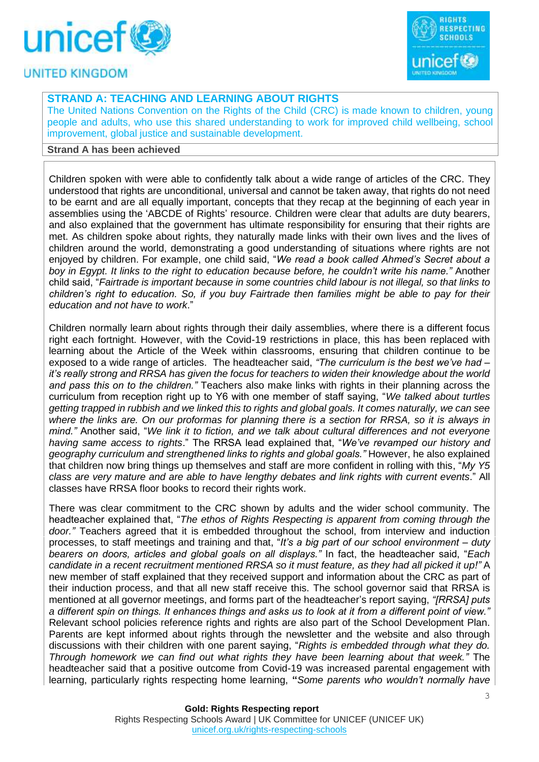## STRAND A: TEACHING AND LEARNING ABOUT RIGHTS

The United Nations Convention on the Rights of the Child (CRC) is made known to children, young people and adults, who use this shared understanding to work for improved child wellbeing, school improvement, global justice and sustainable development.

**Strand A has been achieved**

Children spoken with were able to confidently talk about a wide range of articles of the CRC. They understood that rights are unconditional, universal and cannot be taken away, that rights do not need to be earnt and are all equally important, concepts that they recap at the beginning of each year in assemblies using the 'ABCDE of Rights' resource. Children were clear that adults are duty bearers, and also explained that the government has ultimate responsibility for ensuring that their rights are met. As children spoke about rights, they naturally made links with their own lives and the lives of children around the world, demonstrating a good understanding of situations where rights are not enjoyed by children. For example, one child said, "*We read a book called Ahmed's Secret about a boy in Egypt. It links to the right to education because before, he couldn't write his name.*" Another child said, "*Fairtrade is important because in some countries child labour is not illegal, so that links to children's right to education. So, if you buy Fairtrade then families might be able to pay for their education and not have to work*."

Children normally learn about rights through their daily assemblies, where there is a different focus right each fortnight. However, with the Covid-19 restrictions in place, this has been replaced with learning about the Article of the Week within classrooms, ensuring that children continue to be exposed to a wide range of articles. The headteacher said, *"The curriculum is the best we've had – it's really strong and RRSA has given the focus for teachers to widen their knowledge about the world and pass this on to the children."* Teachers also make links with rights in their planning across the curriculum from reception right up to Y6 with one member of staff saying, "*We talked about turtles getting trapped in rubbish and we linked this to rights and global goals. It comes naturally, we can see where the links are. On our proformas for planning there is a section for RRSA, so it is always in mind."* Another said, "*We link it to fiction, and we talk about cultural differences and not everyone having same access to rights*." The RRSA lead explained that, "*We've revamped our history and geography curriculum and strengthened links to rights and global goals."* However, he also explained that children now bring things up themselves and staff are more confident in rolling with this, "*My Y5 class are very mature and are able to have lengthy debates and link rights with current events*." All classes have RRSA floor books to record their rights work.

There was clear commitment to the CRC shown by adults and the wider school community. The headteacher explained that, "*The ethos of Rights Respecting is apparent from coming through the door."* Teachers agreed that it is embedded throughout the school, from interview and induction processes, to staff meetings and training and that, "*It's a big part of our school environment – duty bearers on doors, articles and global goals on all displays."* In fact, the headteacher said, "*Each candidate in a recent recruitment mentioned RRSA so it must feature, as they had all picked it up!"* A new member of staff explained that they received support and information about the CRC as part of their induction process, and that all new staff receive this. The school governor said that RRSA is mentioned at all governor meetings, and forms part of the headteacher's report saying, *"[RRSA] puts a different spin on things. It enhances things and asks us to look at it from a different point of view."* Relevant school policies reference rights and rights are also part of the School Development Plan. Parents are kept informed about rights through the newsletter and the website and also through discussions with their children with one parent saying, "*Rights is embedded through what they do. Through homework we can find out what rights they have been learning about that week."* The headteacher said that a positive outcome from Covid-19 was increased parental engagement with learning, particularly rights respecting home learning, **"***Some parents who wouldn't normally have*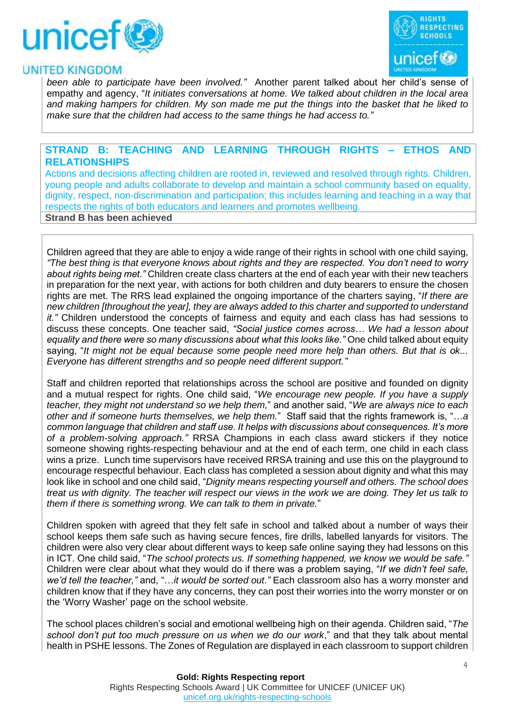*been able to participate have been involved."* Another parent talked about her child's sense of empathy and agency, "*It initiates conversations at home. We talked about children in the local area and making hampers for children. My son made me put the things into the basket that he liked to make sure that the children had access to the same things he had access to."*

## STRAND B: TEACHING AND LEARNING THROUGH RIGHTS – ETHOS AND RELATIONSHIPS

Actions and decisions affecting children are rooted in, reviewed and resolved through rights. Children, young people and adults collaborate to develop and maintain a school community based on equality, dignity, respect, non-discrimination and participation; this includes learning and teaching in a way that respects the rights of both educators and learners and promotes wellbeing.

**Strand B has been achieved**

Children agreed that they are able to enjoy a wide range of their rights in school with one child saying, *"The best thing is that everyone knows about rights and they are respected. You don't need to worry about rights being met."* Children create class charters at the end of each year with their new teachers in preparation for the next year, with actions for both children and duty bearers to ensure the chosen rights are met. The RRS lead explained the ongoing importance of the charters saying, "*If there are new children [throughout the year], they are always added to this charter and supported to understand it."* Children understood the concepts of fairness and equity and each class has had sessions to discuss these concepts. One teacher said, *"Social justice comes across… We had a lesson about equality and there were so many discussions about what this looks like."* One child talked about equity saying, "*It might not be equal because some people need more help than others. But that is ok... Everyone has different strengths and so people need different support."*

Staff and children reported that relationships across the school are positive and founded on dignity and a mutual respect for rights. One child said, "*We encourage new people. If you have a supply teacher, they might not understand so we help them,*" and another said, "*We are always nice to each other and if someone hurts themselves, we help them.*" Staff said that the rights framework is, "*…a common language that children and staff use. It helps with discussions about consequences. It's more of a problem-solving approach."* RRSA Champions in each class award stickers if they notice someone showing rights-respecting behaviour and at the end of each term, one child in each class wins a prize. Lunch time supervisors have received RRSA training and use this on the playground to encourage respectful behaviour. Each class has completed a session about dignity and what this may look like in school and one child said, "*Dignity means respecting yourself and others. The school does treat us with dignity. The teacher will respect our views in the work we are doing. They let us talk to them if there is something wrong. We can talk to them in private.*"

Children spoken with agreed that they felt safe in school and talked about a number of ways their school keeps them safe such as having secure fences, fire drills, labelled lanyards for visitors. The children were also very clear about different ways to keep safe online saying they had lessons on this in ICT. One child said, "*The school protects us. If something happened, we know we would be safe."* Children were clear about what they would do if there was a problem saying, "*If we didn't feel safe, we'd tell the teacher,"* and, "*…it would be sorted out."* Each classroom also has a worry monster and children know that if they have any concerns, they can post their worries into the worry monster or on the 'Worry Washer' page on the school website.

The school places children's social and emotional wellbeing high on their agenda. Children said, "*The school don't put too much pressure on us when we do our work*," and that they talk about mental health in PSHE lessons. The Zones of Regulation are displayed in each classroom to support children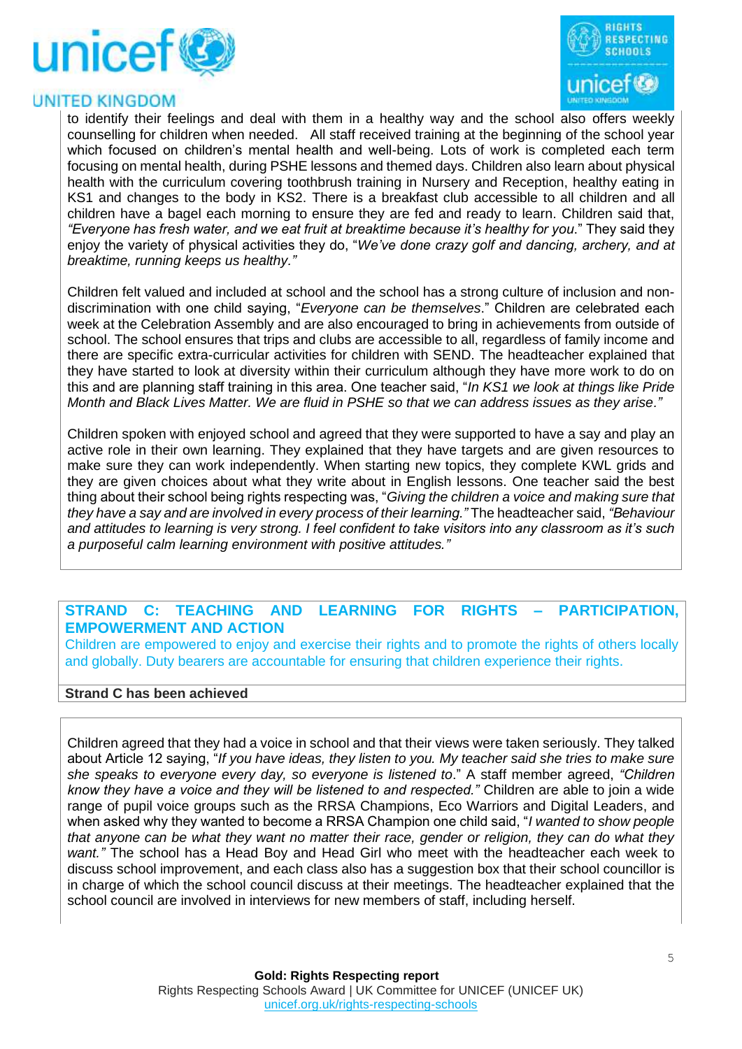to identify their feelings and deal with them in a healthy way and the school also offers weekly counselling for children when needed. All staff received training at the beginning of the school year which focused on children's mental health and well-being. Lots of work is completed each term focusing on mental health, during PSHE lessons and themed days. Children also learn about physical health with the curriculum covering toothbrush training in Nursery and Reception, healthy eating in KS1 and changes to the body in KS2. There is a breakfast club accessible to all children and all children have a bagel each morning to ensure they are fed and ready to learn. Children said that, *"Everyone has fresh water, and we eat fruit at breaktime because it's healthy for you*." They said they enjoy the variety of physical activities they do, "*We've done crazy golf and dancing, archery, and at breaktime, running keeps us healthy."*

Children felt valued and included at school and the school has a strong culture of inclusion and non-discrimination with one child saying, "*Everyone can be themselves*." Children are celebrated each week at the Celebration Assembly and are also encouraged to bring in achievements from outside of school. The school ensures that trips and clubs are accessible to all, regardless of family income and there are specific extra-curricular activities for children with SEND. The headteacher explained that they have started to look at diversity within their curriculum although they have more work to do on this and are planning staff training in this area. One teacher said, "*In KS1 we look at things like Pride Month and Black Lives Matter. We are fluid in PSHE so that we can address issues as they arise."*

Children spoken with enjoyed school and agreed that they were supported to have a say and play an active role in their own learning. They explained that they have targets and are given resources to make sure they can work independently. When starting new topics, they complete KWL grids and they are given choices about what they write about in English lessons. One teacher said the best thing about their school being rights respecting was, "*Giving the children a voice and making sure that they have a say and are involved in every process of their learning."* The headteacher said, *"Behaviour and attitudes to learning is very strong. I feel confident to take visitors into any classroom as it's such a purposeful calm learning environment with positive attitudes."*

## STRAND C: TEACHING AND LEARNING FOR RIGHTS – PARTICIPATION, EMPOWERMENT AND ACTION

Children are empowered to enjoy and exercise their rights and to promote the rights of others locally and globally. Duty bearers are accountable for ensuring that children experience their rights.

**Strand C has been achieved**

Children agreed that they had a voice in school and that their views were taken seriously. They talked about Article 12 saying, "*If you have ideas, they listen to you. My teacher said she tries to make sure she speaks to everyone every day, so everyone is listened to*." A staff member agreed, *"Children know they have a voice and they will be listened to and respected."* Children are able to join a wide range of pupil voice groups such as the RRSA Champions, Eco Warriors and Digital Leaders, and when asked why they wanted to become a RRSA Champion one child said, "*I wanted to show people that anyone can be what they want no matter their race, gender or religion, they can do what they want."* The school has a Head Boy and Head Girl who meet with the headteacher each week to discuss school improvement, and each class also has a suggestion box that their school councillor is in charge of which the school council discuss at their meetings. The headteacher explained that the school council are involved in interviews for new members of staff, including herself.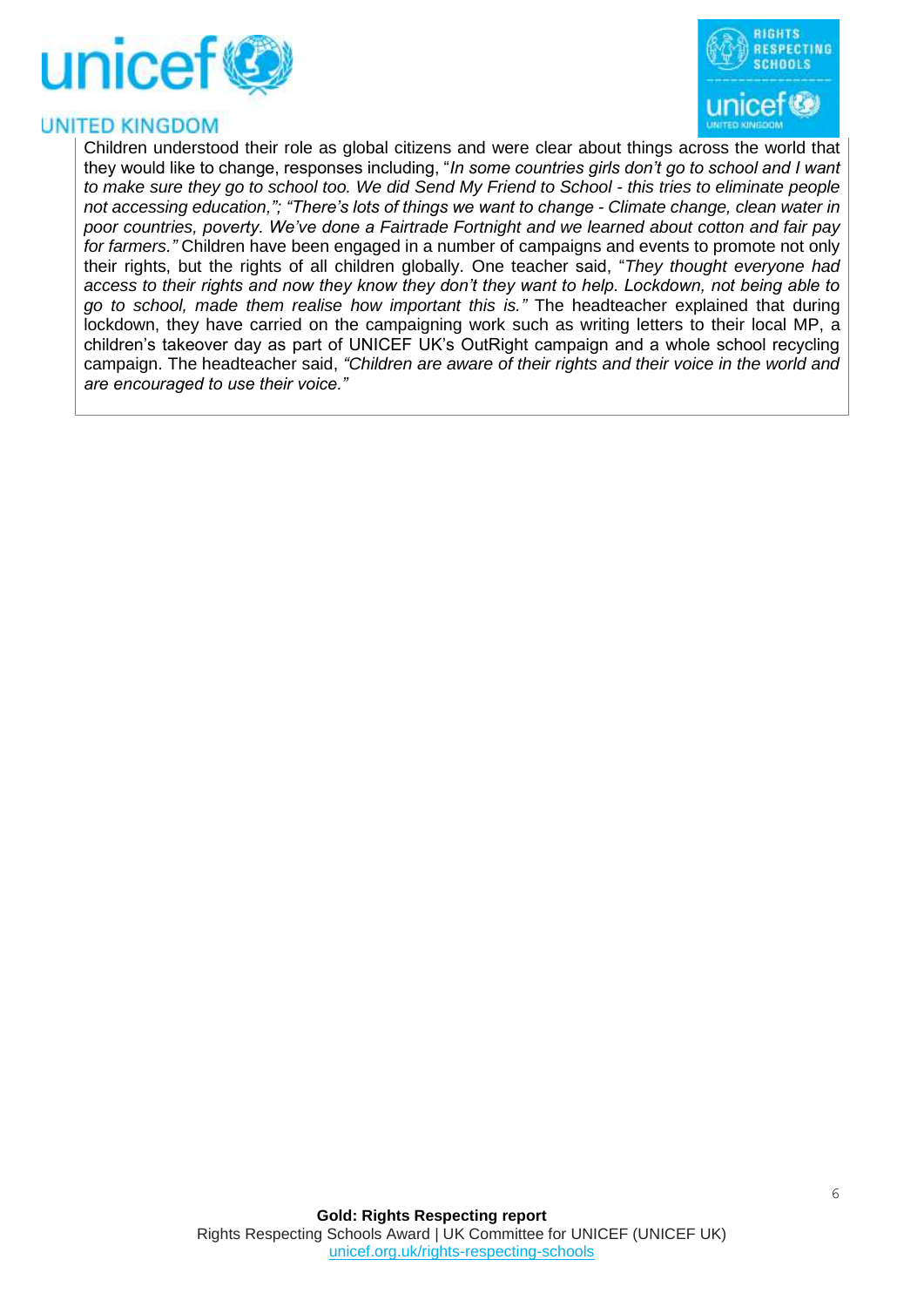Children understood their role as global citizens and were clear about things across the world that they would like to change, responses including, "*In some countries girls don't go to school and I want to make sure they go to school too. We did Send My Friend to School - this tries to eliminate people not accessing education,"; "There's lots of things we want to change - Climate change, clean water in poor countries, poverty. We've done a Fairtrade Fortnight and we learned about cotton and fair pay for farmers."* Children have been engaged in a number of campaigns and events to promote not only their rights, but the rights of all children globally. One teacher said, "*They thought everyone had access to their rights and now they know they don't they want to help. Lockdown, not being able to go to school, made them realise how important this is."* The headteacher explained that during lockdown, they have carried on the campaigning work such as writing letters to their local MP, a children's takeover day as part of UNICEF UK's OutRight campaign and a whole school recycling campaign. The headteacher said, *"Children are aware of their rights and their voice in the world and are encouraged to use their voice."*